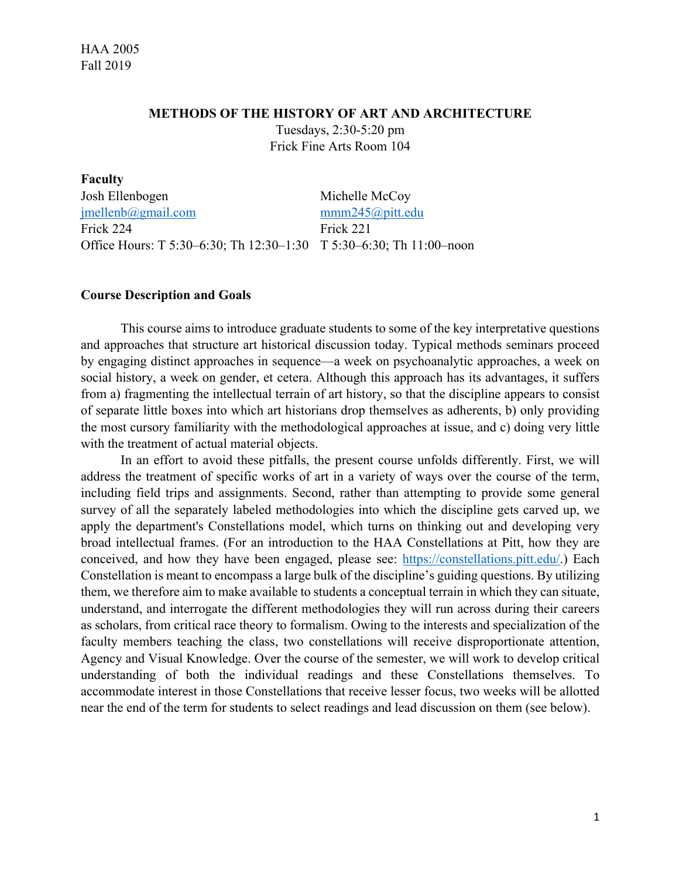HAA 2005
Fall 2019

# METHODS OF THE HISTORY OF ART AND ARCHITECTURE

Tuesdays, 2:30-5:20 pm
Frick Fine Arts Room 104

**Faculty**

| Josh Ellenbogen | Michelle McCoy |
|---|---|
| jmellenb@gmail.com | mmm245@pitt.edu |
| Frick 224 | Frick 221 |
| Office Hours: T 5:30–6:30; Th 12:30–1:30 | T 5:30–6:30; Th 11:00–noon |

**Course Description and Goals**

This course aims to introduce graduate students to some of the key interpretative questions and approaches that structure art historical discussion today. Typical methods seminars proceed by engaging distinct approaches in sequence—a week on psychoanalytic approaches, a week on social history, a week on gender, et cetera. Although this approach has its advantages, it suffers from a) fragmenting the intellectual terrain of art history, so that the discipline appears to consist of separate little boxes into which art historians drop themselves as adherents, b) only providing the most cursory familiarity with the methodological approaches at issue, and c) doing very little with the treatment of actual material objects.

In an effort to avoid these pitfalls, the present course unfolds differently. First, we will address the treatment of specific works of art in a variety of ways over the course of the term, including field trips and assignments. Second, rather than attempting to provide some general survey of all the separately labeled methodologies into which the discipline gets carved up, we apply the department's Constellations model, which turns on thinking out and developing very broad intellectual frames. (For an introduction to the HAA Constellations at Pitt, how they are conceived, and how they have been engaged, please see: https://constellations.pitt.edu/.) Each Constellation is meant to encompass a large bulk of the discipline's guiding questions. By utilizing them, we therefore aim to make available to students a conceptual terrain in which they can situate, understand, and interrogate the different methodologies they will run across during their careers as scholars, from critical race theory to formalism. Owing to the interests and specialization of the faculty members teaching the class, two constellations will receive disproportionate attention, Agency and Visual Knowledge. Over the course of the semester, we will work to develop critical understanding of both the individual readings and these Constellations themselves. To accommodate interest in those Constellations that receive lesser focus, two weeks will be allotted near the end of the term for students to select readings and lead discussion on them (see below).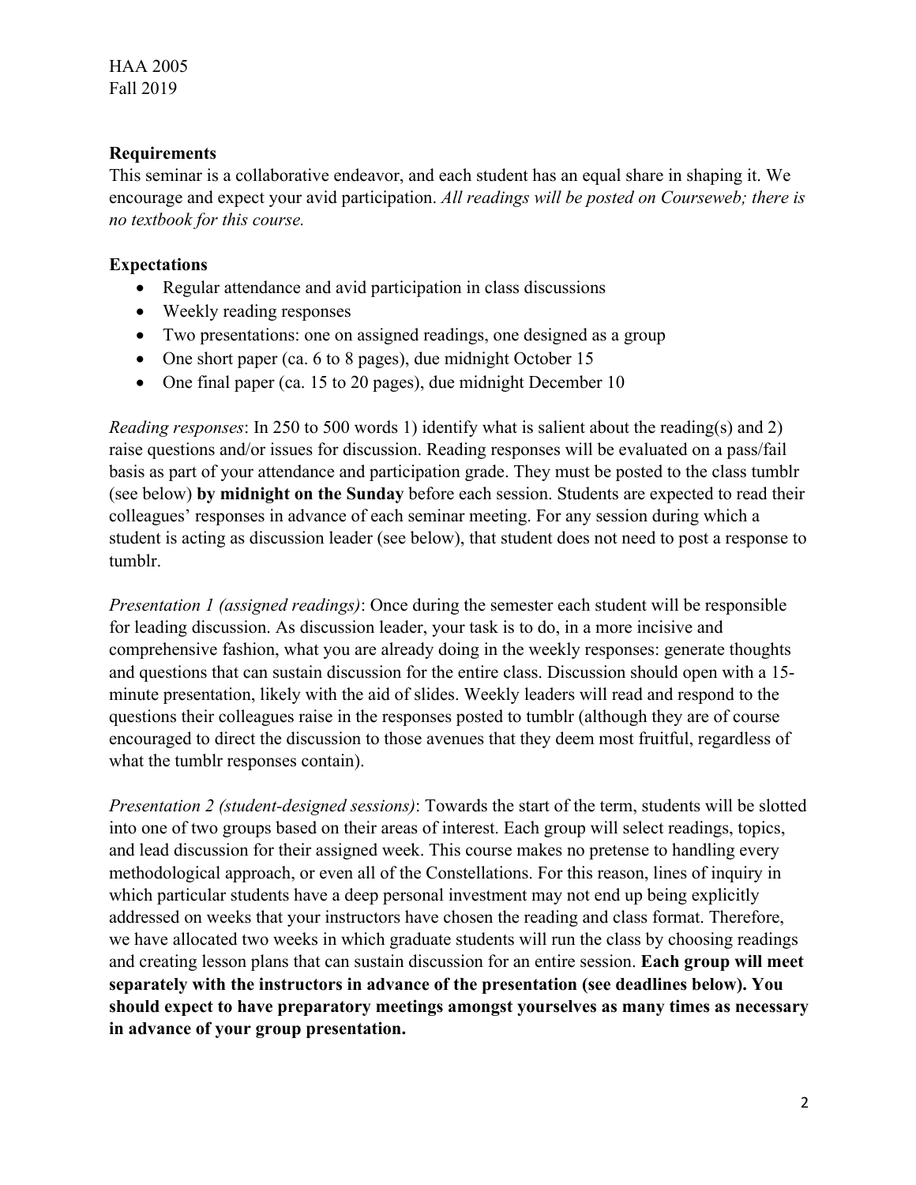**Requirements**

This seminar is a collaborative endeavor, and each student has an equal share in shaping it. We encourage and expect your avid participation. *All readings will be posted on Courseweb; there is no textbook for this course.*

**Expectations**

- Regular attendance and avid participation in class discussions
- Weekly reading responses
- Two presentations: one on assigned readings, one designed as a group
- One short paper (ca. 6 to 8 pages), due midnight October 15
- One final paper (ca. 15 to 20 pages), due midnight December 10

*Reading responses*: In 250 to 500 words 1) identify what is salient about the reading(s) and 2) raise questions and/or issues for discussion. Reading responses will be evaluated on a pass/fail basis as part of your attendance and participation grade. They must be posted to the class tumblr (see below) **by midnight on the Sunday** before each session. Students are expected to read their colleagues' responses in advance of each seminar meeting. For any session during which a student is acting as discussion leader (see below), that student does not need to post a response to tumblr.

*Presentation 1 (assigned readings)*: Once during the semester each student will be responsible for leading discussion. As discussion leader, your task is to do, in a more incisive and comprehensive fashion, what you are already doing in the weekly responses: generate thoughts and questions that can sustain discussion for the entire class. Discussion should open with a 15-minute presentation, likely with the aid of slides. Weekly leaders will read and respond to the questions their colleagues raise in the responses posted to tumblr (although they are of course encouraged to direct the discussion to those avenues that they deem most fruitful, regardless of what the tumblr responses contain).

*Presentation 2 (student-designed sessions)*: Towards the start of the term, students will be slotted into one of two groups based on their areas of interest. Each group will select readings, topics, and lead discussion for their assigned week. This course makes no pretense to handling every methodological approach, or even all of the Constellations. For this reason, lines of inquiry in which particular students have a deep personal investment may not end up being explicitly addressed on weeks that your instructors have chosen the reading and class format. Therefore, we have allocated two weeks in which graduate students will run the class by choosing readings and creating lesson plans that can sustain discussion for an entire session. **Each group will meet separately with the instructors in advance of the presentation (see deadlines below). You should expect to have preparatory meetings amongst yourselves as many times as necessary in advance of your group presentation.**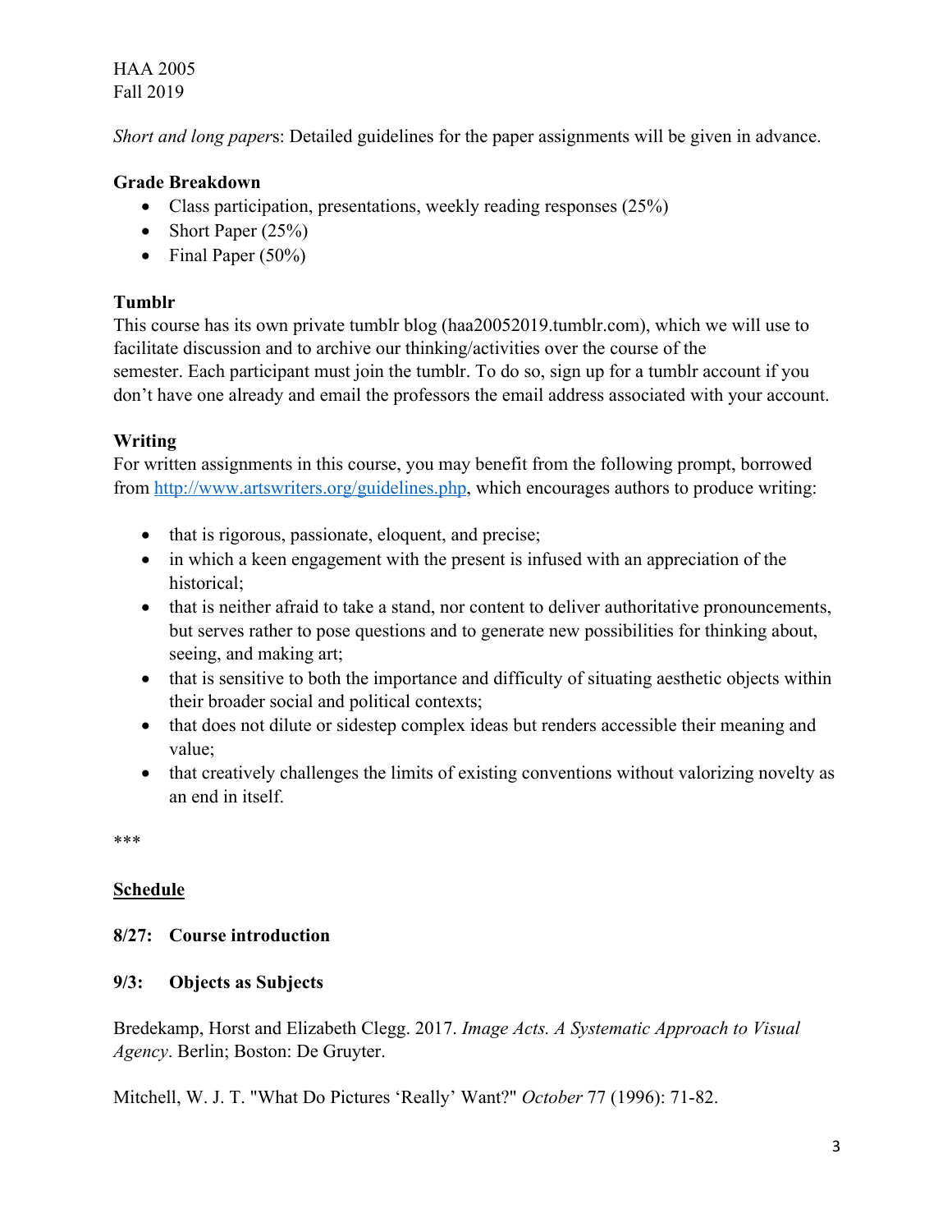*Short and long papers*: Detailed guidelines for the paper assignments will be given in advance.

**Grade Breakdown**

- Class participation, presentations, weekly reading responses (25%)
- Short Paper (25%)
- Final Paper (50%)

**Tumblr**

This course has its own private tumblr blog (haa20052019.tumblr.com), which we will use to facilitate discussion and to archive our thinking/activities over the course of the semester. Each participant must join the tumblr. To do so, sign up for a tumblr account if you don't have one already and email the professors the email address associated with your account.

**Writing**

For written assignments in this course, you may benefit from the following prompt, borrowed from http://www.artswriters.org/guidelines.php, which encourages authors to produce writing:

- that is rigorous, passionate, eloquent, and precise;
- in which a keen engagement with the present is infused with an appreciation of the historical;
- that is neither afraid to take a stand, nor content to deliver authoritative pronouncements, but serves rather to pose questions and to generate new possibilities for thinking about, seeing, and making art;
- that is sensitive to both the importance and difficulty of situating aesthetic objects within their broader social and political contexts;
- that does not dilute or sidestep complex ideas but renders accessible their meaning and value;
- that creatively challenges the limits of existing conventions without valorizing novelty as an end in itself.

***

**<u>Schedule</u>**

**8/27: Course introduction**

**9/3: Objects as Subjects**

Bredekamp, Horst and Elizabeth Clegg. 2017. *Image Acts. A Systematic Approach to Visual Agency*. Berlin; Boston: De Gruyter.

Mitchell, W. J. T. "What Do Pictures 'Really' Want?" *October* 77 (1996): 71-82.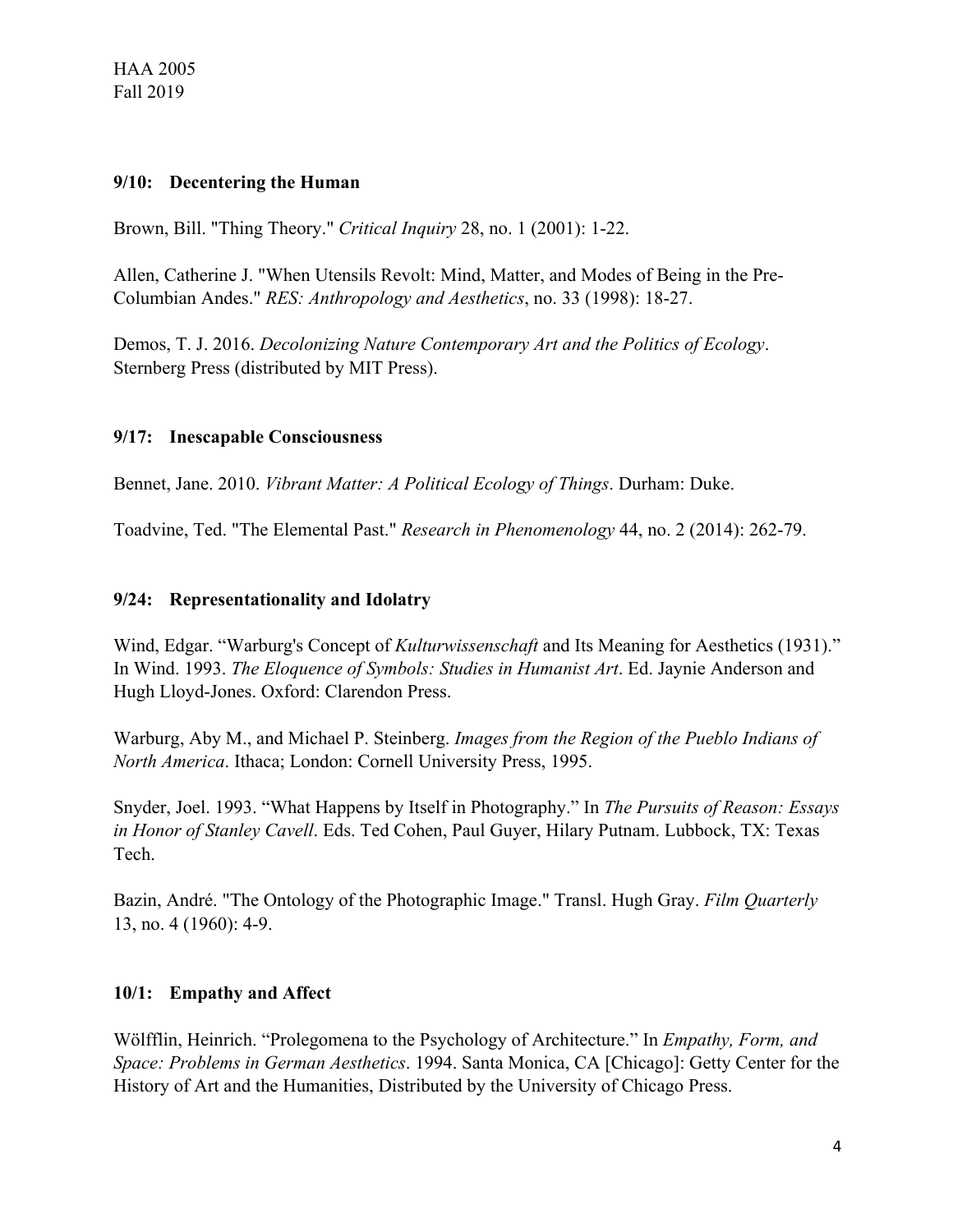### 9/10: Decentering the Human

Brown, Bill. "Thing Theory." *Critical Inquiry* 28, no. 1 (2001): 1-22.

Allen, Catherine J. "When Utensils Revolt: Mind, Matter, and Modes of Being in the Pre-Columbian Andes." *RES: Anthropology and Aesthetics*, no. 33 (1998): 18-27.

Demos, T. J. 2016. *Decolonizing Nature Contemporary Art and the Politics of Ecology*. Sternberg Press (distributed by MIT Press).

### 9/17: Inescapable Consciousness

Bennet, Jane. 2010. *Vibrant Matter: A Political Ecology of Things*. Durham: Duke.

Toadvine, Ted. "The Elemental Past." *Research in Phenomenology* 44, no. 2 (2014): 262-79.

### 9/24: Representationality and Idolatry

Wind, Edgar. "Warburg's Concept of *Kulturwissenschaft* and Its Meaning for Aesthetics (1931)." In Wind. 1993. *The Eloquence of Symbols: Studies in Humanist Art*. Ed. Jaynie Anderson and Hugh Lloyd-Jones. Oxford: Clarendon Press.

Warburg, Aby M., and Michael P. Steinberg. *Images from the Region of the Pueblo Indians of North America*. Ithaca; London: Cornell University Press, 1995.

Snyder, Joel. 1993. "What Happens by Itself in Photography." In *The Pursuits of Reason: Essays in Honor of Stanley Cavell*. Eds. Ted Cohen, Paul Guyer, Hilary Putnam. Lubbock, TX: Texas Tech.

Bazin, André. "The Ontology of the Photographic Image." Transl. Hugh Gray. *Film Quarterly* 13, no. 4 (1960): 4-9.

### 10/1: Empathy and Affect

Wölfflin, Heinrich. "Prolegomena to the Psychology of Architecture." In *Empathy, Form, and Space: Problems in German Aesthetics*. 1994. Santa Monica, CA [Chicago]: Getty Center for the History of Art and the Humanities, Distributed by the University of Chicago Press.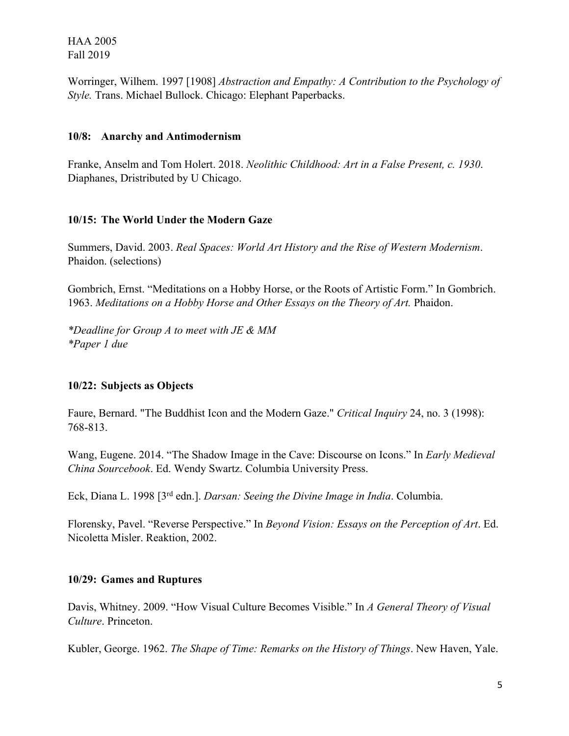Worringer, Wilhem. 1997 [1908] *Abstraction and Empathy: A Contribution to the Psychology of Style.* Trans. Michael Bullock. Chicago: Elephant Paperbacks.

**10/8: Anarchy and Antimodernism**

Franke, Anselm and Tom Holert. 2018. *Neolithic Childhood: Art in a False Present, c. 1930*. Diaphanes, Dristributed by U Chicago.

**10/15: The World Under the Modern Gaze**

Summers, David. 2003. *Real Spaces: World Art History and the Rise of Western Modernism*. Phaidon. (selections)

Gombrich, Ernst. "Meditations on a Hobby Horse, or the Roots of Artistic Form." In Gombrich. 1963. *Meditations on a Hobby Horse and Other Essays on the Theory of Art.* Phaidon.

*\*Deadline for Group A to meet with JE & MM*
*\*Paper 1 due*

**10/22: Subjects as Objects**

Faure, Bernard. "The Buddhist Icon and the Modern Gaze." *Critical Inquiry* 24, no. 3 (1998): 768-813.

Wang, Eugene. 2014. "The Shadow Image in the Cave: Discourse on Icons." In *Early Medieval China Sourcebook*. Ed. Wendy Swartz. Columbia University Press.

Eck, Diana L. 1998 [3rd edn.]. *Darsan: Seeing the Divine Image in India*. Columbia.

Florensky, Pavel. "Reverse Perspective." In *Beyond Vision: Essays on the Perception of Art*. Ed. Nicoletta Misler. Reaktion, 2002.

**10/29: Games and Ruptures**

Davis, Whitney. 2009. "How Visual Culture Becomes Visible." In *A General Theory of Visual Culture*. Princeton.

Kubler, George. 1962. *The Shape of Time: Remarks on the History of Things*. New Haven, Yale.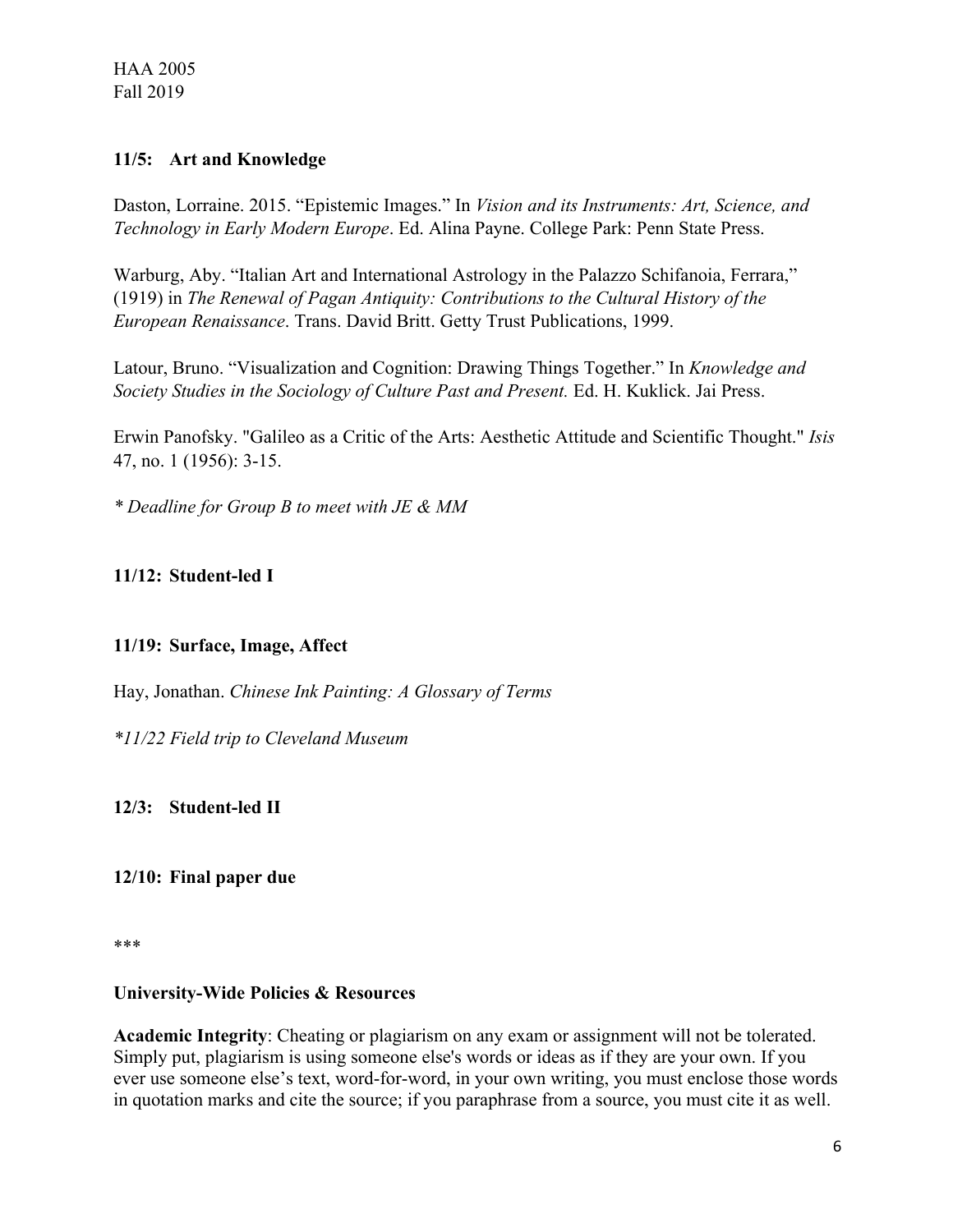### 11/5: Art and Knowledge

Daston, Lorraine. 2015. "Epistemic Images." In *Vision and its Instruments: Art, Science, and Technology in Early Modern Europe*. Ed. Alina Payne. College Park: Penn State Press.

Warburg, Aby. "Italian Art and International Astrology in the Palazzo Schifanoia, Ferrara," (1919) in *The Renewal of Pagan Antiquity: Contributions to the Cultural History of the European Renaissance*. Trans. David Britt. Getty Trust Publications, 1999.

Latour, Bruno. "Visualization and Cognition: Drawing Things Together." In *Knowledge and Society Studies in the Sociology of Culture Past and Present.* Ed. H. Kuklick. Jai Press.

Erwin Panofsky. "Galileo as a Critic of the Arts: Aesthetic Attitude and Scientific Thought." *Isis* 47, no. 1 (1956): 3-15.

*\* Deadline for Group B to meet with JE & MM*

### 11/12: Student-led I

### 11/19: Surface, Image, Affect

Hay, Jonathan. *Chinese Ink Painting: A Glossary of Terms*

*\*11/22 Field trip to Cleveland Museum*

### 12/3: Student-led II

### 12/10: Final paper due

\*\*\*

### University-Wide Policies & Resources

**Academic Integrity**: Cheating or plagiarism on any exam or assignment will not be tolerated. Simply put, plagiarism is using someone else's words or ideas as if they are your own. If you ever use someone else's text, word-for-word, in your own writing, you must enclose those words in quotation marks and cite the source; if you paraphrase from a source, you must cite it as well.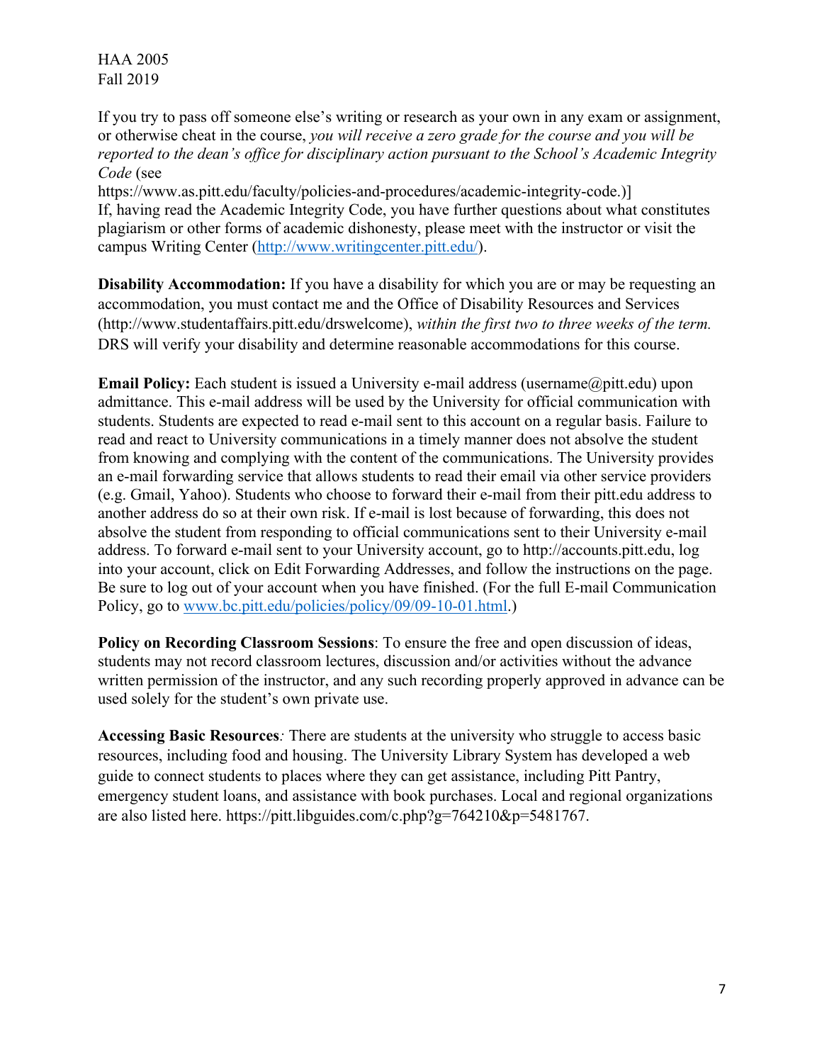If you try to pass off someone else's writing or research as your own in any exam or assignment, or otherwise cheat in the course, *you will receive a zero grade for the course and you will be reported to the dean's office for disciplinary action pursuant to the School's Academic Integrity Code* (see https://www.as.pitt.edu/faculty/policies-and-procedures/academic-integrity-code.)] If, having read the Academic Integrity Code, you have further questions about what constitutes plagiarism or other forms of academic dishonesty, please meet with the instructor or visit the campus Writing Center (http://www.writingcenter.pitt.edu/).

**Disability Accommodation:** If you have a disability for which you are or may be requesting an accommodation, you must contact me and the Office of Disability Resources and Services (http://www.studentaffairs.pitt.edu/drswelcome), *within the first two to three weeks of the term.* DRS will verify your disability and determine reasonable accommodations for this course.

**Email Policy:** Each student is issued a University e-mail address (username@pitt.edu) upon admittance. This e-mail address will be used by the University for official communication with students. Students are expected to read e-mail sent to this account on a regular basis. Failure to read and react to University communications in a timely manner does not absolve the student from knowing and complying with the content of the communications. The University provides an e-mail forwarding service that allows students to read their email via other service providers (e.g. Gmail, Yahoo). Students who choose to forward their e-mail from their pitt.edu address to another address do so at their own risk. If e-mail is lost because of forwarding, this does not absolve the student from responding to official communications sent to their University e-mail address. To forward e-mail sent to your University account, go to http://accounts.pitt.edu, log into your account, click on Edit Forwarding Addresses, and follow the instructions on the page. Be sure to log out of your account when you have finished. (For the full E-mail Communication Policy, go to www.bc.pitt.edu/policies/policy/09/09-10-01.html.)

**Policy on Recording Classroom Sessions**: To ensure the free and open discussion of ideas, students may not record classroom lectures, discussion and/or activities without the advance written permission of the instructor, and any such recording properly approved in advance can be used solely for the student's own private use.

**Accessing Basic Resources***:* There are students at the university who struggle to access basic resources, including food and housing. The University Library System has developed a web guide to connect students to places where they can get assistance, including Pitt Pantry, emergency student loans, and assistance with book purchases. Local and regional organizations are also listed here. https://pitt.libguides.com/c.php?g=764210&p=5481767.